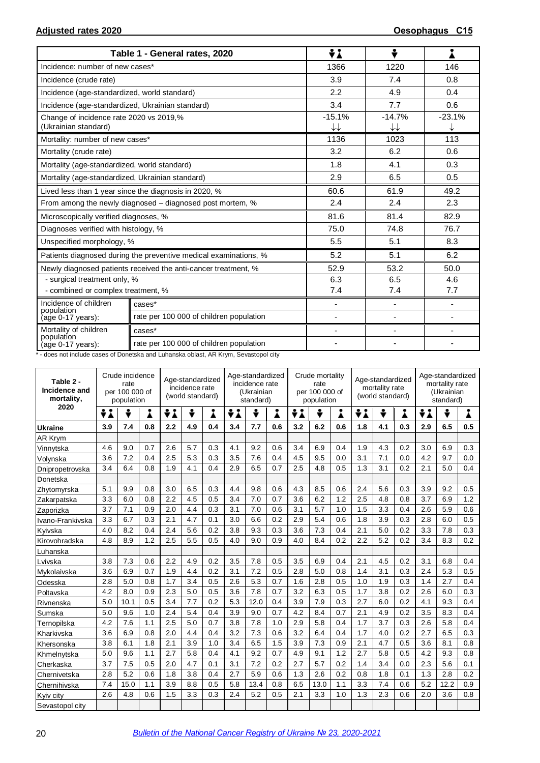| Table 1 - General rates, 2020 | | Both sexes | Males | Females |
|---|---|---|---|---|
| Incidence: number of new cases* | | 1366 | 1220 | 146 |
| Incidence (crude rate) | | 3.9 | 7.4 | 0.8 |
| Incidence (age-standardized, world standard) | | 2.2 | 4.9 | 0.4 |
| Incidence (age-standardized, Ukrainian standard) | | 3.4 | 7.7 | 0.6 |
| Change of incidence rate 2020 vs 2019,% (Ukrainian standard) | | -15.1% ↓↓ | -14.7% ↓↓ | -23.1% ↓ |
| Mortality: number of new cases* | | 1136 | 1023 | 113 |
| Mortality (crude rate) | | 3.2 | 6.2 | 0.6 |
| Mortality (age-standardized, world standard) | | 1.8 | 4.1 | 0.3 |
| Mortality (age-standardized, Ukrainian standard) | | 2.9 | 6.5 | 0.5 |
| Lived less than 1 year since the diagnosis in 2020, % | | 60.6 | 61.9 | 49.2 |
| From among the newly diagnosed – diagnosed post mortem, % | | 2.4 | 2.4 | 2.3 |
| Microscopically verified diagnoses, % | | 81.6 | 81.4 | 82.9 |
| Diagnoses verified with histology, % | | 75.0 | 74.8 | 76.7 |
| Unspecified morphology, % | | 5.5 | 5.1 | 8.3 |
| Patients diagnosed during the preventive medical examinations, % | | 5.2 | 5.1 | 6.2 |
| Newly diagnosed patients received the anti-cancer treatment, % | | 52.9 | 53.2 | 50.0 |
| - surgical treatment only, % | | 6.3 | 6.5 | 4.6 |
| - combined or complex treatment, % | | 7.4 | 7.4 | 7.7 |
| Incidence of children population (age 0-17 years): | cases* | - | - | - |
| | rate per 100 000 of children population | - | - | - |
| Mortality of children population (age 0-17 years): | cases* | - | - | - |
| | rate per 100 000 of children population | - | - | - |

* - does not include cases of Donetska and Luhanska oblast, AR Krym, Sevastopol city

| Table 2 - Incidence and mortality, 2020 | Crude incidence rate per 100 000 of population | | | Age-standardized incidence rate (world standard) | | | Age-standardized incidence rate (Ukrainian standard) | | | Crude mortality rate per 100 000 of population | | | Age-standardized mortality rate (world standard) | | | Age-standardized mortality rate (Ukrainian standard) | | |
|---|---|---|---|---|---|---|---|---|---|---|---|---|---|---|---|---|---|---|
| | Both sexes | Males | Females | Both sexes | Males | Females | Both sexes | Males | Females | Both sexes | Males | Females | Both sexes | Males | Females | Both sexes | Males | Females |
| **Ukraine** | **3.9** | **7.4** | **0.8** | **2.2** | **4.9** | **0.4** | **3.4** | **7.7** | **0.6** | **3.2** | **6.2** | **0.6** | **1.8** | **4.1** | **0.3** | **2.9** | **6.5** | **0.5** |
| AR Krym | | | | | | | | | | | | | | | | | | |
| Vinnytska | 4.6 | 9.0 | 0.7 | 2.6 | 5.7 | 0.3 | 4.1 | 9.2 | 0.6 | 3.4 | 6.9 | 0.4 | 1.9 | 4.3 | 0.2 | 3.0 | 6.9 | 0.3 |
| Volynska | 3.6 | 7.2 | 0.4 | 2.5 | 5.3 | 0.3 | 3.5 | 7.6 | 0.4 | 4.5 | 9.5 | 0.0 | 3.1 | 7.1 | 0.0 | 4.2 | 9.7 | 0.0 |
| Dnipropetrovska | 3.4 | 6.4 | 0.8 | 1.9 | 4.1 | 0.4 | 2.9 | 6.5 | 0.7 | 2.5 | 4.8 | 0.5 | 1.3 | 3.1 | 0.2 | 2.1 | 5.0 | 0.4 |
| Donetska | | | | | | | | | | | | | | | | | | |
| Zhytomyrska | 5.1 | 9.9 | 0.8 | 3.0 | 6.5 | 0.3 | 4.4 | 9.8 | 0.6 | 4.3 | 8.5 | 0.6 | 2.4 | 5.6 | 0.3 | 3.9 | 9.2 | 0.5 |
| Zakarpatska | 3.3 | 6.0 | 0.8 | 2.2 | 4.5 | 0.5 | 3.4 | 7.0 | 0.7 | 3.6 | 6.2 | 1.2 | 2.5 | 4.8 | 0.8 | 3.7 | 6.9 | 1.2 |
| Zaporizka | 3.7 | 7.1 | 0.9 | 2.0 | 4.4 | 0.3 | 3.1 | 7.0 | 0.6 | 3.1 | 5.7 | 1.0 | 1.5 | 3.3 | 0.4 | 2.6 | 5.9 | 0.6 |
| Ivano-Frankivska | 3.3 | 6.7 | 0.3 | 2.1 | 4.7 | 0.1 | 3.0 | 6.6 | 0.2 | 2.9 | 5.4 | 0.6 | 1.8 | 3.9 | 0.3 | 2.8 | 6.0 | 0.5 |
| Kyivska | 4.0 | 8.2 | 0.4 | 2.4 | 5.6 | 0.2 | 3.8 | 9.3 | 0.3 | 3.6 | 7.3 | 0.4 | 2.1 | 5.0 | 0.2 | 3.3 | 7.8 | 0.3 |
| Kirovohradska | 4.8 | 8.9 | 1.2 | 2.5 | 5.5 | 0.5 | 4.0 | 9.0 | 0.9 | 4.0 | 8.4 | 0.2 | 2.2 | 5.2 | 0.2 | 3.4 | 8.3 | 0.2 |
| Luhanska | | | | | | | | | | | | | | | | | | |
| Lvivska | 3.8 | 7.3 | 0.6 | 2.2 | 4.9 | 0.2 | 3.5 | 7.8 | 0.5 | 3.5 | 6.9 | 0.4 | 2.1 | 4.5 | 0.2 | 3.1 | 6.8 | 0.4 |
| Mykolaivska | 3.6 | 6.9 | 0.7 | 1.9 | 4.4 | 0.2 | 3.1 | 7.2 | 0.5 | 2.8 | 5.0 | 0.8 | 1.4 | 3.1 | 0.3 | 2.4 | 5.3 | 0.5 |
| Odesska | 2.8 | 5.0 | 0.8 | 1.7 | 3.4 | 0.5 | 2.6 | 5.3 | 0.7 | 1.6 | 2.8 | 0.5 | 1.0 | 1.9 | 0.3 | 1.4 | 2.7 | 0.4 |
| Poltavska | 4.2 | 8.0 | 0.9 | 2.3 | 5.0 | 0.5 | 3.6 | 7.8 | 0.7 | 3.2 | 6.3 | 0.5 | 1.7 | 3.8 | 0.2 | 2.6 | 6.0 | 0.3 |
| Rivnenska | 5.0 | 10.1 | 0.5 | 3.4 | 7.7 | 0.2 | 5.3 | 12.0 | 0.4 | 3.9 | 7.9 | 0.3 | 2.7 | 6.0 | 0.2 | 4.1 | 9.3 | 0.4 |
| Sumska | 5.0 | 9.6 | 1.0 | 2.4 | 5.4 | 0.4 | 3.9 | 9.0 | 0.7 | 4.2 | 8.4 | 0.7 | 2.1 | 4.9 | 0.2 | 3.5 | 8.3 | 0.4 |
| Ternopilska | 4.2 | 7.6 | 1.1 | 2.5 | 5.0 | 0.7 | 3.8 | 7.8 | 1.0 | 2.9 | 5.8 | 0.4 | 1.7 | 3.7 | 0.3 | 2.6 | 5.8 | 0.4 |
| Kharkivska | 3.6 | 6.9 | 0.8 | 2.0 | 4.4 | 0.4 | 3.2 | 7.3 | 0.6 | 3.2 | 6.4 | 0.4 | 1.7 | 4.0 | 0.2 | 2.7 | 6.5 | 0.3 |
| Khersonska | 3.8 | 6.1 | 1.8 | 2.1 | 3.9 | 1.0 | 3.4 | 6.5 | 1.5 | 3.9 | 7.3 | 0.9 | 2.1 | 4.7 | 0.5 | 3.6 | 8.1 | 0.8 |
| Khmelnytska | 5.0 | 9.6 | 1.1 | 2.7 | 5.8 | 0.4 | 4.1 | 9.2 | 0.7 | 4.9 | 9.1 | 1.2 | 2.7 | 5.8 | 0.5 | 4.2 | 9.3 | 0.8 |
| Cherkaska | 3.7 | 7.5 | 0.5 | 2.0 | 4.7 | 0.1 | 3.1 | 7.2 | 0.2 | 2.7 | 5.7 | 0.2 | 1.4 | 3.4 | 0.0 | 2.3 | 5.6 | 0.1 |
| Chernivetska | 2.8 | 5.2 | 0.6 | 1.8 | 3.8 | 0.4 | 2.7 | 5.9 | 0.6 | 1.3 | 2.6 | 0.2 | 0.8 | 1.8 | 0.1 | 1.3 | 2.8 | 0.2 |
| Chernihivska | 7.4 | 15.0 | 1.1 | 3.9 | 8.8 | 0.5 | 5.8 | 13.4 | 0.8 | 6.5 | 13.0 | 1.1 | 3.3 | 7.4 | 0.6 | 5.2 | 12.2 | 0.9 |
| Kyiv city | 2.6 | 4.8 | 0.6 | 1.5 | 3.3 | 0.3 | 2.4 | 5.2 | 0.5 | 2.1 | 3.3 | 1.0 | 1.3 | 2.3 | 0.6 | 2.0 | 3.6 | 0.8 |
| Sevastopol city | | | | | | | | | | | | | | | | | | |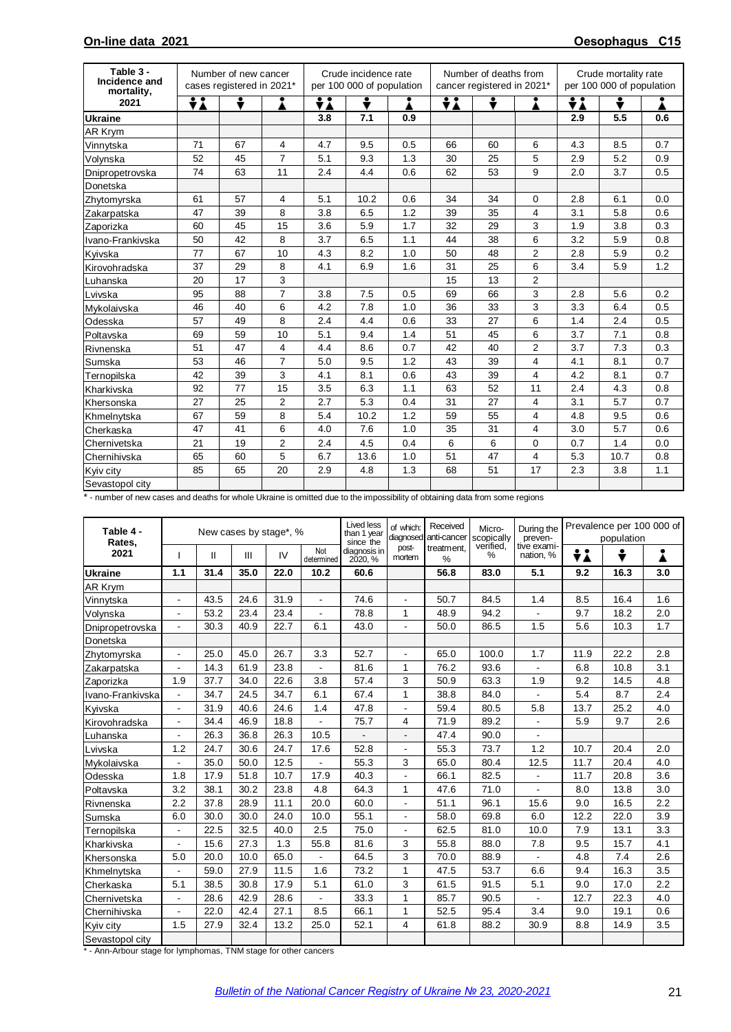## Oesophagus C15

| Table 3 - Incidence and mortality, 2021 | Number of new cancer cases registered in 2021* | | | Crude incidence rate per 100 000 of population | | | Number of deaths from cancer registered in 2021* | | | Crude mortality rate per 100 000 of population | | |
|---|---|---|---|---|---|---|---|---|---|---|---|---|
| | Both sexes | Male | Female | Both sexes | Male | Female | Both sexes | Male | Female | Both sexes | Male | Female |
| Ukraine | | | | 3.8 | 7.1 | 0.9 | | | | 2.9 | 5.5 | 0.6 |
| AR Krym | | | | | | | | | | | | |
| Vinnytska | 71 | 67 | 4 | 4.7 | 9.5 | 0.5 | 66 | 60 | 6 | 4.3 | 8.5 | 0.7 |
| Volynska | 52 | 45 | 7 | 5.1 | 9.3 | 1.3 | 30 | 25 | 5 | 2.9 | 5.2 | 0.9 |
| Dnipropetrovska | 74 | 63 | 11 | 2.4 | 4.4 | 0.6 | 62 | 53 | 9 | 2.0 | 3.7 | 0.5 |
| Donetska | | | | | | | | | | | | |
| Zhytomyrska | 61 | 57 | 4 | 5.1 | 10.2 | 0.6 | 34 | 34 | 0 | 2.8 | 6.1 | 0.0 |
| Zakarpatska | 47 | 39 | 8 | 3.8 | 6.5 | 1.2 | 39 | 35 | 4 | 3.1 | 5.8 | 0.6 |
| Zaporizka | 60 | 45 | 15 | 3.6 | 5.9 | 1.7 | 32 | 29 | 3 | 1.9 | 3.8 | 0.3 |
| Ivano-Frankivska | 50 | 42 | 8 | 3.7 | 6.5 | 1.1 | 44 | 38 | 6 | 3.2 | 5.9 | 0.8 |
| Kyivska | 77 | 67 | 10 | 4.3 | 8.2 | 1.0 | 50 | 48 | 2 | 2.8 | 5.9 | 0.2 |
| Kirovohradska | 37 | 29 | 8 | 4.1 | 6.9 | 1.6 | 31 | 25 | 6 | 3.4 | 5.9 | 1.2 |
| Luhanska | 20 | 17 | 3 | | | | 15 | 13 | 2 | | | |
| Lvivska | 95 | 88 | 7 | 3.8 | 7.5 | 0.5 | 69 | 66 | 3 | 2.8 | 5.6 | 0.2 |
| Mykolaivska | 46 | 40 | 6 | 4.2 | 7.8 | 1.0 | 36 | 33 | 3 | 3.3 | 6.4 | 0.5 |
| Odesska | 57 | 49 | 8 | 2.4 | 4.4 | 0.6 | 33 | 27 | 6 | 1.4 | 2.4 | 0.5 |
| Poltavska | 69 | 59 | 10 | 5.1 | 9.4 | 1.4 | 51 | 45 | 6 | 3.7 | 7.1 | 0.8 |
| Rivnenska | 51 | 47 | 4 | 4.4 | 8.6 | 0.7 | 42 | 40 | 2 | 3.7 | 7.3 | 0.3 |
| Sumska | 53 | 46 | 7 | 5.0 | 9.5 | 1.2 | 43 | 39 | 4 | 4.1 | 8.1 | 0.7 |
| Ternopilska | 42 | 39 | 3 | 4.1 | 8.1 | 0.6 | 43 | 39 | 4 | 4.2 | 8.1 | 0.7 |
| Kharkivska | 92 | 77 | 15 | 3.5 | 6.3 | 1.1 | 63 | 52 | 11 | 2.4 | 4.3 | 0.8 |
| Khersonska | 27 | 25 | 2 | 2.7 | 5.3 | 0.4 | 31 | 27 | 4 | 3.1 | 5.7 | 0.7 |
| Khmelnytska | 67 | 59 | 8 | 5.4 | 10.2 | 1.2 | 59 | 55 | 4 | 4.8 | 9.5 | 0.6 |
| Cherkaska | 47 | 41 | 6 | 4.0 | 7.6 | 1.0 | 35 | 31 | 4 | 3.0 | 5.7 | 0.6 |
| Chernivetska | 21 | 19 | 2 | 2.4 | 4.5 | 0.4 | 6 | 6 | 0 | 0.7 | 1.4 | 0.0 |
| Chernihivska | 65 | 60 | 5 | 6.7 | 13.6 | 1.0 | 51 | 47 | 4 | 5.3 | 10.7 | 0.8 |
| Kyiv city | 85 | 65 | 20 | 2.9 | 4.8 | 1.3 | 68 | 51 | 17 | 2.3 | 3.8 | 1.1 |
| Sevastopol city | | | | | | | | | | | | |

* - number of new cases and deaths for whole Ukraine is omitted due to the impossibility of obtaining data from some regions

| Table 4 - Rates, 2021 | New cases by stage*, % | | | | | Lived less than 1 year since the diagnosis in 2020, % | of which: diagnosed post-mortem | Received anti-cancer treatment, % | Micro-scopically verified, % | During the preventive examination, % | Prevalence per 100 000 of population | | |
|---|---|---|---|---|---|---|---|---|---|---|---|---|---|
| | I | II | III | IV | Not determined | | | | | | Both sexes | Male | Female |
| Ukraine | 1.1 | 31.4 | 35.0 | 22.0 | 10.2 | 60.6 | | 56.8 | 83.0 | 5.1 | 9.2 | 16.3 | 3.0 |
| AR Krym | | | | | | | | | | | | | |
| Vinnytska | - | 43.5 | 24.6 | 31.9 | - | 74.6 | - | 50.7 | 84.5 | 1.4 | 8.5 | 16.4 | 1.6 |
| Volynska | - | 53.2 | 23.4 | 23.4 | - | 78.8 | 1 | 48.9 | 94.2 | - | 9.7 | 18.2 | 2.0 |
| Dnipropetrovska | - | 30.3 | 40.9 | 22.7 | 6.1 | 43.0 | - | 50.0 | 86.5 | 1.5 | 5.6 | 10.3 | 1.7 |
| Donetska | | | | | | | | | | | | | |
| Zhytomyrska | - | 25.0 | 45.0 | 26.7 | 3.3 | 52.7 | - | 65.0 | 100.0 | 1.7 | 11.9 | 22.2 | 2.8 |
| Zakarpatska | - | 14.3 | 61.9 | 23.8 | - | 81.6 | 1 | 76.2 | 93.6 | - | 6.8 | 10.8 | 3.1 |
| Zaporizka | 1.9 | 37.7 | 34.0 | 22.6 | 3.8 | 57.4 | 3 | 50.9 | 63.3 | 1.9 | 9.2 | 14.5 | 4.8 |
| Ivano-Frankivska | - | 34.7 | 24.5 | 34.7 | 6.1 | 67.4 | 1 | 38.8 | 84.0 | - | 5.4 | 8.7 | 2.4 |
| Kyivska | - | 31.9 | 40.6 | 24.6 | 1.4 | 47.8 | - | 59.4 | 80.5 | 5.8 | 13.7 | 25.2 | 4.0 |
| Kirovohradska | - | 34.4 | 46.9 | 18.8 | - | 75.7 | 4 | 71.9 | 89.2 | - | 5.9 | 9.7 | 2.6 |
| Luhanska | - | 26.3 | 36.8 | 26.3 | 10.5 | - | - | 47.4 | 90.0 | - | | | |
| Lvivska | 1.2 | 24.7 | 30.6 | 24.7 | 17.6 | 52.8 | - | 55.3 | 73.7 | 1.2 | 10.7 | 20.4 | 2.0 |
| Mykolaivska | - | 35.0 | 50.0 | 12.5 | - | 55.3 | 3 | 65.0 | 80.4 | 12.5 | 11.7 | 20.4 | 4.0 |
| Odesska | 1.8 | 17.9 | 51.8 | 10.7 | 17.9 | 40.3 | - | 66.1 | 82.5 | - | 11.7 | 20.8 | 3.6 |
| Poltavska | 3.2 | 38.1 | 30.2 | 23.8 | 4.8 | 64.3 | 1 | 47.6 | 71.0 | - | 8.0 | 13.8 | 3.0 |
| Rivnenska | 2.2 | 37.8 | 28.9 | 11.1 | 20.0 | 60.0 | - | 51.1 | 96.1 | 15.6 | 9.0 | 16.5 | 2.2 |
| Sumska | 6.0 | 30.0 | 30.0 | 24.0 | 10.0 | 55.1 | - | 58.0 | 69.8 | 6.0 | 12.2 | 22.0 | 3.9 |
| Ternopilska | - | 22.5 | 32.5 | 40.0 | 2.5 | 75.0 | - | 62.5 | 81.0 | 10.0 | 7.9 | 13.1 | 3.3 |
| Kharkivska | - | 15.6 | 27.3 | 1.3 | 55.8 | 81.6 | 3 | 55.8 | 88.0 | 7.8 | 9.5 | 15.7 | 4.1 |
| Khersonska | 5.0 | 20.0 | 10.0 | 65.0 | - | 64.5 | 3 | 70.0 | 88.9 | - | 4.8 | 7.4 | 2.6 |
| Khmelnytska | - | 59.0 | 27.9 | 11.5 | 1.6 | 73.2 | 1 | 47.5 | 53.7 | 6.6 | 9.4 | 16.3 | 3.5 |
| Cherkaska | 5.1 | 38.5 | 30.8 | 17.9 | 5.1 | 61.0 | 3 | 61.5 | 91.5 | 5.1 | 9.0 | 17.0 | 2.2 |
| Chernivetska | - | 28.6 | 42.9 | 28.6 | - | 33.3 | 1 | 85.7 | 90.5 | - | 12.7 | 22.3 | 4.0 |
| Chernihivska | - | 22.0 | 42.4 | 27.1 | 8.5 | 66.1 | 1 | 52.5 | 95.4 | 3.4 | 9.0 | 19.1 | 0.6 |
| Kyiv city | 1.5 | 27.9 | 32.4 | 13.2 | 25.0 | 52.1 | 4 | 61.8 | 88.2 | 30.9 | 8.8 | 14.9 | 3.5 |
| Sevastopol city | | | | | | | | | | | | | |

* - Ann-Arbour stage for lymphomas, TNM stage for other cancers